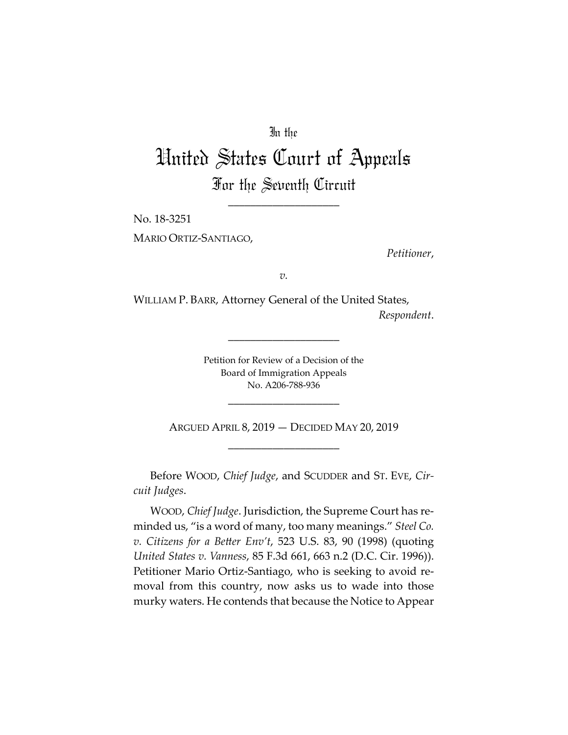In the

# United States Court of Appeals

## For the Seventh Circuit

\_\_\_\_\_\_\_\_\_\_\_\_\_\_\_\_\_\_\_\_

No. 18-3251

MARIO ORTIZ-SANTIAGO,

*Petitioner*,

*v.*

WILLIAM P. BARR, Attorney General of the United States,

*Respondent*.

\_\_\_\_\_\_\_\_\_\_\_\_\_\_\_\_\_\_\_\_

Petition for Review of a Decision of the
Board of Immigration Appeals
No. A206-788-936

\_\_\_\_\_\_\_\_\_\_\_\_\_\_\_\_\_\_\_\_

ARGUED APRIL 8, 2019 — DECIDED MAY 20, 2019

\_\_\_\_\_\_\_\_\_\_\_\_\_\_\_\_\_\_\_\_

Before WOOD, *Chief Judge*, and SCUDDER and ST. EVE, *Circuit Judges*.

WOOD, *Chief Judge*. Jurisdiction, the Supreme Court has reminded us, "is a word of many, too many meanings." *Steel Co. v. Citizens for a Better Env't*, 523 U.S. 83, 90 (1998) (quoting *United States v. Vanness*, 85 F.3d 661, 663 n.2 (D.C. Cir. 1996)). Petitioner Mario Ortiz-Santiago, who is seeking to avoid removal from this country, now asks us to wade into those murky waters. He contends that because the Notice to Appear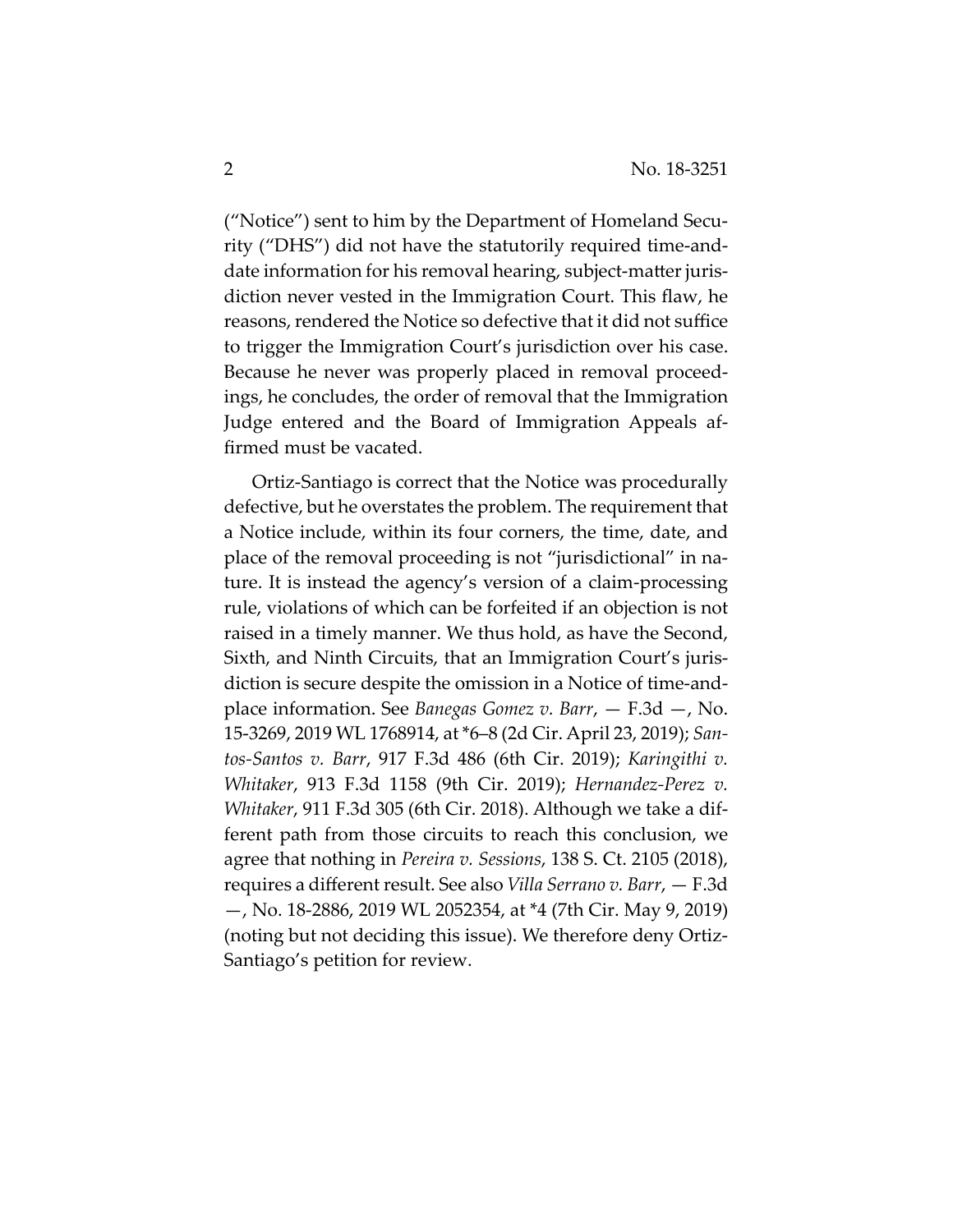("Notice") sent to him by the Department of Homeland Security ("DHS") did not have the statutorily required time-and-date information for his removal hearing, subject-matter jurisdiction never vested in the Immigration Court. This flaw, he reasons, rendered the Notice so defective that it did not suffice to trigger the Immigration Court's jurisdiction over his case. Because he never was properly placed in removal proceedings, he concludes, the order of removal that the Immigration Judge entered and the Board of Immigration Appeals affirmed must be vacated.

Ortiz-Santiago is correct that the Notice was procedurally defective, but he overstates the problem. The requirement that a Notice include, within its four corners, the time, date, and place of the removal proceeding is not "jurisdictional" in nature. It is instead the agency's version of a claim-processing rule, violations of which can be forfeited if an objection is not raised in a timely manner. We thus hold, as have the Second, Sixth, and Ninth Circuits, that an Immigration Court's jurisdiction is secure despite the omission in a Notice of time-and-place information. See *Banegas Gomez v. Barr*, — F.3d —, No. 15-3269, 2019 WL 1768914, at *6–8 (2d Cir. April 23, 2019); *Santos-Santos v. Barr*, 917 F.3d 486 (6th Cir. 2019); *Karingithi v. Whitaker*, 913 F.3d 1158 (9th Cir. 2019); *Hernandez-Perez v. Whitaker*, 911 F.3d 305 (6th Cir. 2018). Although we take a different path from those circuits to reach this conclusion, we agree that nothing in *Pereira v. Sessions*, 138 S. Ct. 2105 (2018), requires a different result. See also *Villa Serrano v. Barr*, — F.3d —, No. 18-2886, 2019 WL 2052354, at *4 (7th Cir. May 9, 2019) (noting but not deciding this issue). We therefore deny Ortiz-Santiago's petition for review.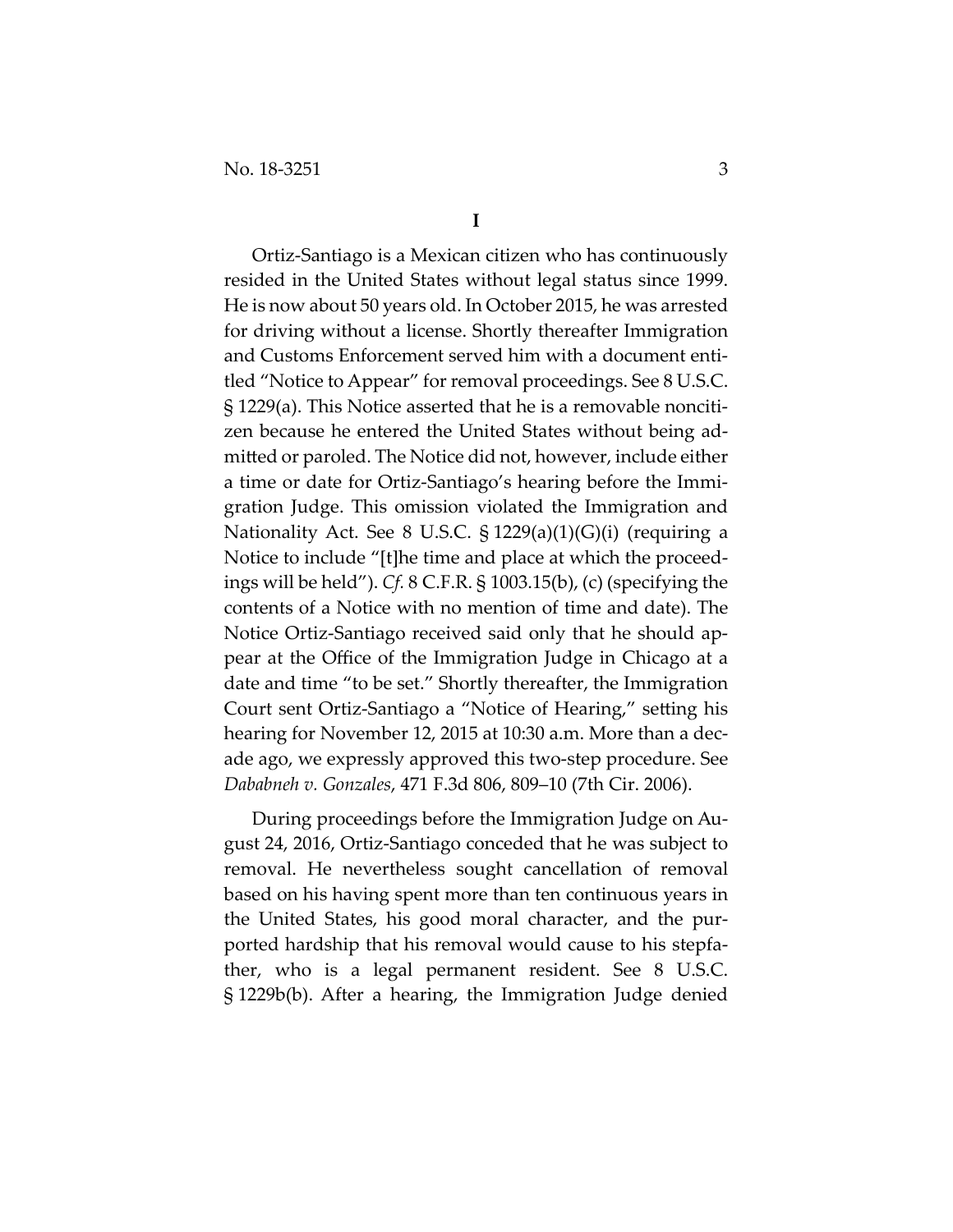# I

Ortiz-Santiago is a Mexican citizen who has continuously resided in the United States without legal status since 1999. He is now about 50 years old. In October 2015, he was arrested for driving without a license. Shortly thereafter Immigration and Customs Enforcement served him with a document entitled "Notice to Appear" for removal proceedings. See 8 U.S.C. § 1229(a). This Notice asserted that he is a removable noncitizen because he entered the United States without being admitted or paroled. The Notice did not, however, include either a time or date for Ortiz-Santiago's hearing before the Immigration Judge. This omission violated the Immigration and Nationality Act. See 8 U.S.C. § 1229(a)(1)(G)(i) (requiring a Notice to include "[t]he time and place at which the proceedings will be held"). *Cf.* 8 C.F.R. § 1003.15(b), (c) (specifying the contents of a Notice with no mention of time and date). The Notice Ortiz-Santiago received said only that he should appear at the Office of the Immigration Judge in Chicago at a date and time "to be set." Shortly thereafter, the Immigration Court sent Ortiz-Santiago a "Notice of Hearing," setting his hearing for November 12, 2015 at 10:30 a.m. More than a decade ago, we expressly approved this two-step procedure. See *Dababneh v. Gonzales*, 471 F.3d 806, 809–10 (7th Cir. 2006).

During proceedings before the Immigration Judge on August 24, 2016, Ortiz-Santiago conceded that he was subject to removal. He nevertheless sought cancellation of removal based on his having spent more than ten continuous years in the United States, his good moral character, and the purported hardship that his removal would cause to his stepfather, who is a legal permanent resident. See 8 U.S.C. § 1229b(b). After a hearing, the Immigration Judge denied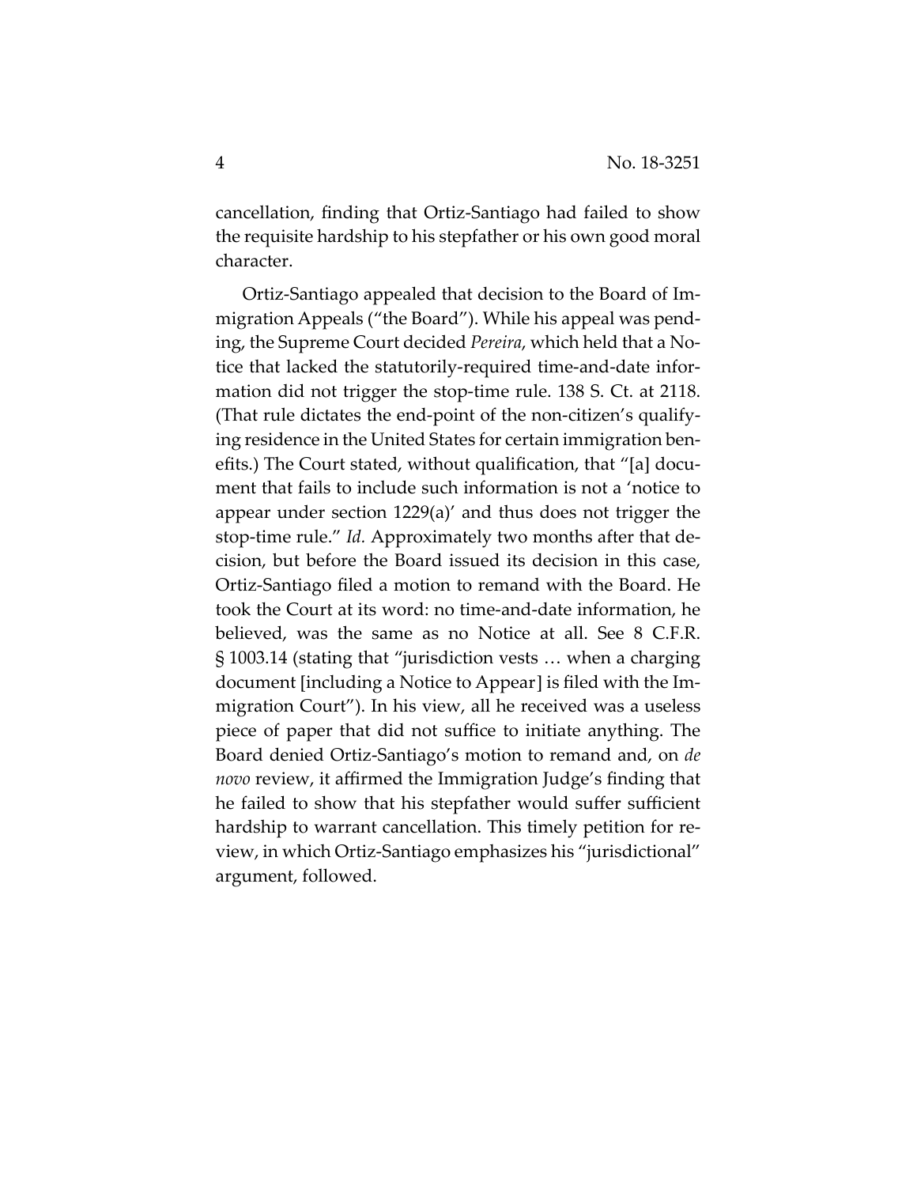cancellation, finding that Ortiz-Santiago had failed to show the requisite hardship to his stepfather or his own good moral character.

Ortiz-Santiago appealed that decision to the Board of Immigration Appeals ("the Board"). While his appeal was pending, the Supreme Court decided *Pereira*, which held that a Notice that lacked the statutorily-required time-and-date information did not trigger the stop-time rule. 138 S. Ct. at 2118. (That rule dictates the end-point of the non-citizen's qualifying residence in the United States for certain immigration benefits.) The Court stated, without qualification, that "[a] document that fails to include such information is not a 'notice to appear under section 1229(a)' and thus does not trigger the stop-time rule." *Id.* Approximately two months after that decision, but before the Board issued its decision in this case, Ortiz-Santiago filed a motion to remand with the Board. He took the Court at its word: no time-and-date information, he believed, was the same as no Notice at all. See 8 C.F.R. § 1003.14 (stating that "jurisdiction vests … when a charging document [including a Notice to Appear] is filed with the Immigration Court"). In his view, all he received was a useless piece of paper that did not suffice to initiate anything. The Board denied Ortiz-Santiago's motion to remand and, on *de novo* review, it affirmed the Immigration Judge's finding that he failed to show that his stepfather would suffer sufficient hardship to warrant cancellation. This timely petition for review, in which Ortiz-Santiago emphasizes his "jurisdictional" argument, followed.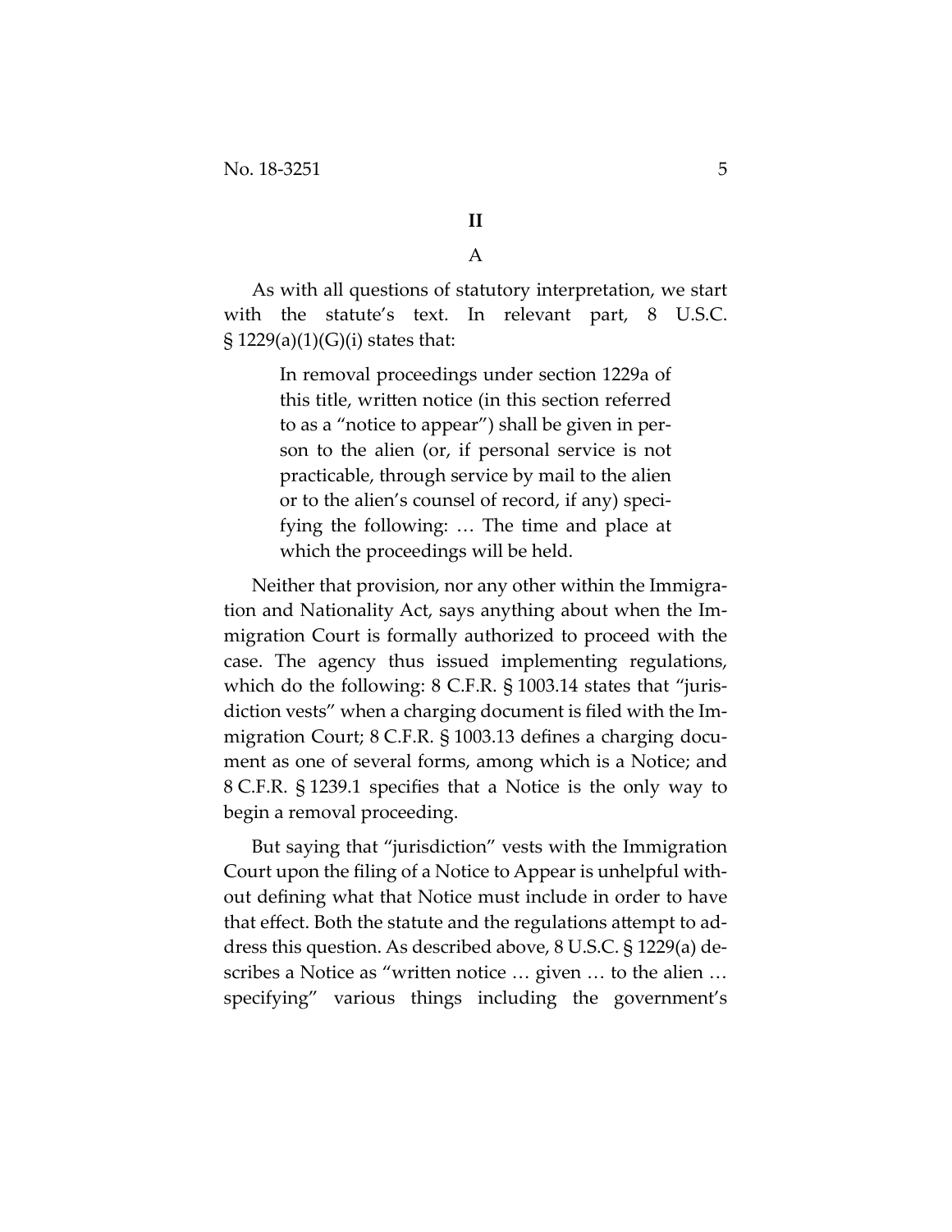## II

### A

As with all questions of statutory interpretation, we start with the statute's text. In relevant part, 8 U.S.C. § 1229(a)(1)(G)(i) states that:

> In removal proceedings under section 1229a of this title, written notice (in this section referred to as a "notice to appear") shall be given in person to the alien (or, if personal service is not practicable, through service by mail to the alien or to the alien's counsel of record, if any) specifying the following: … The time and place at which the proceedings will be held.

Neither that provision, nor any other within the Immigration and Nationality Act, says anything about when the Immigration Court is formally authorized to proceed with the case. The agency thus issued implementing regulations, which do the following: 8 C.F.R. § 1003.14 states that "jurisdiction vests" when a charging document is filed with the Immigration Court; 8 C.F.R. § 1003.13 defines a charging document as one of several forms, among which is a Notice; and 8 C.F.R. § 1239.1 specifies that a Notice is the only way to begin a removal proceeding.

But saying that "jurisdiction" vests with the Immigration Court upon the filing of a Notice to Appear is unhelpful without defining what that Notice must include in order to have that effect. Both the statute and the regulations attempt to address this question. As described above, 8 U.S.C. § 1229(a) describes a Notice as "written notice … given … to the alien … specifying" various things including the government's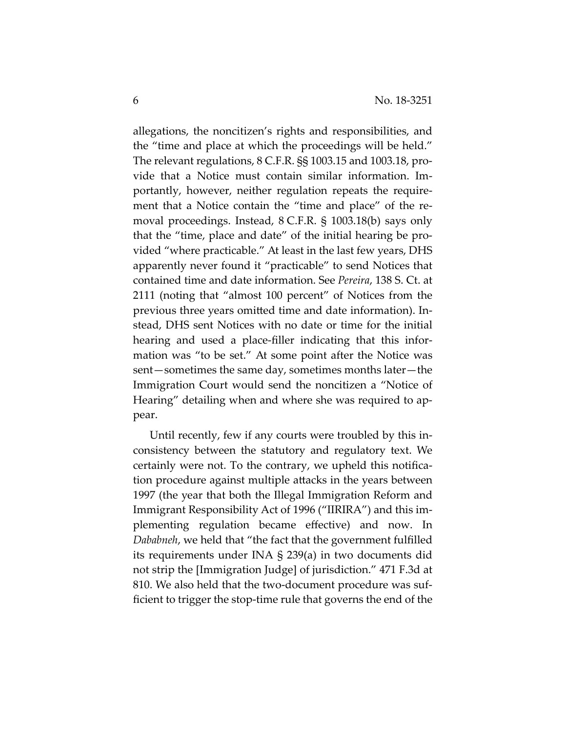allegations, the noncitizen's rights and responsibilities, and the "time and place at which the proceedings will be held." The relevant regulations, 8 C.F.R. §§ 1003.15 and 1003.18, provide that a Notice must contain similar information. Importantly, however, neither regulation repeats the requirement that a Notice contain the "time and place" of the removal proceedings. Instead, 8 C.F.R. § 1003.18(b) says only that the "time, place and date" of the initial hearing be provided "where practicable." At least in the last few years, DHS apparently never found it "practicable" to send Notices that contained time and date information. See *Pereira*, 138 S. Ct. at 2111 (noting that "almost 100 percent" of Notices from the previous three years omitted time and date information). Instead, DHS sent Notices with no date or time for the initial hearing and used a place-filler indicating that this information was "to be set." At some point after the Notice was sent—sometimes the same day, sometimes months later—the Immigration Court would send the noncitizen a "Notice of Hearing" detailing when and where she was required to appear.

Until recently, few if any courts were troubled by this inconsistency between the statutory and regulatory text. We certainly were not. To the contrary, we upheld this notification procedure against multiple attacks in the years between 1997 (the year that both the Illegal Immigration Reform and Immigrant Responsibility Act of 1996 ("IIRIRA") and this implementing regulation became effective) and now. In *Dababneh*, we held that "the fact that the government fulfilled its requirements under INA § 239(a) in two documents did not strip the [Immigration Judge] of jurisdiction." 471 F.3d at 810. We also held that the two-document procedure was sufficient to trigger the stop-time rule that governs the end of the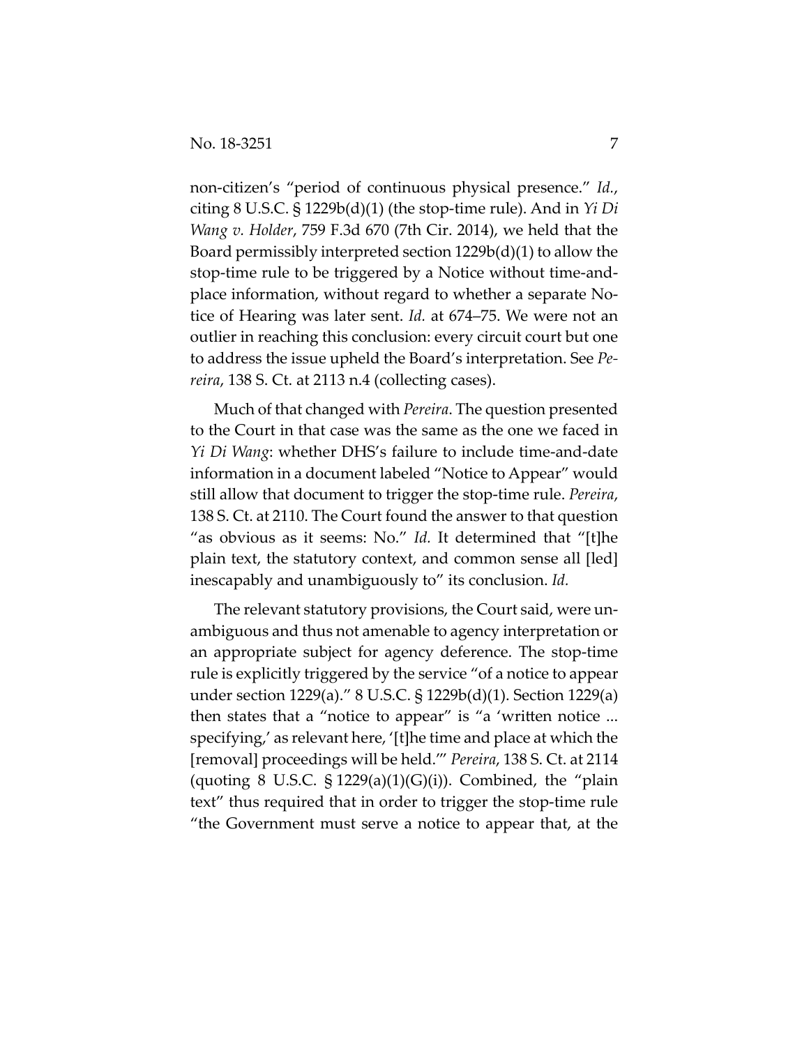non-citizen's "period of continuous physical presence." *Id.*, citing 8 U.S.C. § 1229b(d)(1) (the stop-time rule). And in *Yi Di Wang v. Holder*, 759 F.3d 670 (7th Cir. 2014), we held that the Board permissibly interpreted section 1229b(d)(1) to allow the stop-time rule to be triggered by a Notice without time-and-place information, without regard to whether a separate Notice of Hearing was later sent. *Id.* at 674–75. We were not an outlier in reaching this conclusion: every circuit court but one to address the issue upheld the Board's interpretation. See *Pereira*, 138 S. Ct. at 2113 n.4 (collecting cases).

Much of that changed with *Pereira*. The question presented to the Court in that case was the same as the one we faced in *Yi Di Wang*: whether DHS's failure to include time-and-date information in a document labeled "Notice to Appear" would still allow that document to trigger the stop-time rule. *Pereira*, 138 S. Ct. at 2110. The Court found the answer to that question "as obvious as it seems: No." *Id.* It determined that "[t]he plain text, the statutory context, and common sense all [led] inescapably and unambiguously to" its conclusion. *Id.*

The relevant statutory provisions, the Court said, were unambiguous and thus not amenable to agency interpretation or an appropriate subject for agency deference. The stop-time rule is explicitly triggered by the service "of a notice to appear under section 1229(a)." 8 U.S.C. § 1229b(d)(1). Section 1229(a) then states that a "notice to appear" is "a 'written notice ... specifying,' as relevant here, '[t]he time and place at which the [removal] proceedings will be held.'" *Pereira*, 138 S. Ct. at 2114 (quoting 8 U.S.C. § 1229(a)(1)(G)(i)). Combined, the "plain text" thus required that in order to trigger the stop-time rule "the Government must serve a notice to appear that, at the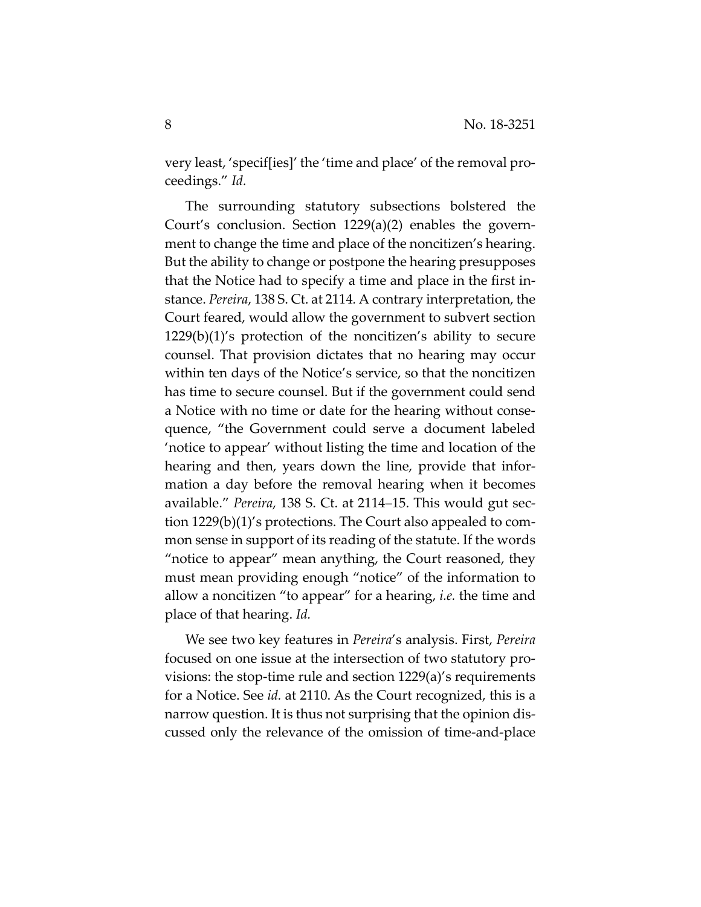very least, 'specif[ies]' the 'time and place' of the removal proceedings." *Id.*

The surrounding statutory subsections bolstered the Court's conclusion. Section 1229(a)(2) enables the government to change the time and place of the noncitizen's hearing. But the ability to change or postpone the hearing presupposes that the Notice had to specify a time and place in the first instance. *Pereira*, 138 S. Ct. at 2114. A contrary interpretation, the Court feared, would allow the government to subvert section 1229(b)(1)'s protection of the noncitizen's ability to secure counsel. That provision dictates that no hearing may occur within ten days of the Notice's service, so that the noncitizen has time to secure counsel. But if the government could send a Notice with no time or date for the hearing without consequence, "the Government could serve a document labeled 'notice to appear' without listing the time and location of the hearing and then, years down the line, provide that information a day before the removal hearing when it becomes available." *Pereira*, 138 S. Ct. at 2114–15. This would gut section 1229(b)(1)'s protections. The Court also appealed to common sense in support of its reading of the statute. If the words "notice to appear" mean anything, the Court reasoned, they must mean providing enough "notice" of the information to allow a noncitizen "to appear" for a hearing, *i.e.* the time and place of that hearing. *Id.*

We see two key features in *Pereira*'s analysis. First, *Pereira* focused on one issue at the intersection of two statutory provisions: the stop-time rule and section 1229(a)'s requirements for a Notice. See *id.* at 2110. As the Court recognized, this is a narrow question. It is thus not surprising that the opinion discussed only the relevance of the omission of time-and-place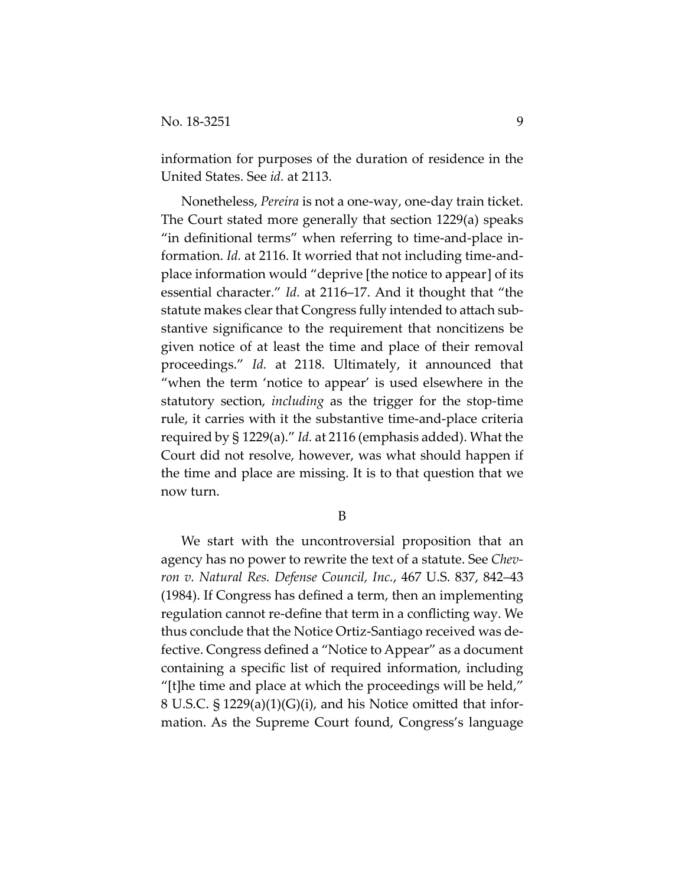information for purposes of the duration of residence in the United States. See *id.* at 2113.

Nonetheless, *Pereira* is not a one-way, one-day train ticket. The Court stated more generally that section 1229(a) speaks "in definitional terms" when referring to time-and-place information. *Id.* at 2116. It worried that not including time-and-place information would "deprive [the notice to appear] of its essential character." *Id.* at 2116–17. And it thought that "the statute makes clear that Congress fully intended to attach substantive significance to the requirement that noncitizens be given notice of at least the time and place of their removal proceedings." *Id.* at 2118. Ultimately, it announced that "when the term 'notice to appear' is used elsewhere in the statutory section, *including* as the trigger for the stop-time rule, it carries with it the substantive time-and-place criteria required by § 1229(a)." *Id.* at 2116 (emphasis added). What the Court did not resolve, however, was what should happen if the time and place are missing. It is to that question that we now turn.

B

We start with the uncontroversial proposition that an agency has no power to rewrite the text of a statute. See *Chevron v. Natural Res. Defense Council, Inc.*, 467 U.S. 837, 842–43 (1984). If Congress has defined a term, then an implementing regulation cannot re-define that term in a conflicting way. We thus conclude that the Notice Ortiz-Santiago received was defective. Congress defined a "Notice to Appear" as a document containing a specific list of required information, including "[t]he time and place at which the proceedings will be held," 8 U.S.C. § 1229(a)(1)(G)(i), and his Notice omitted that information. As the Supreme Court found, Congress's language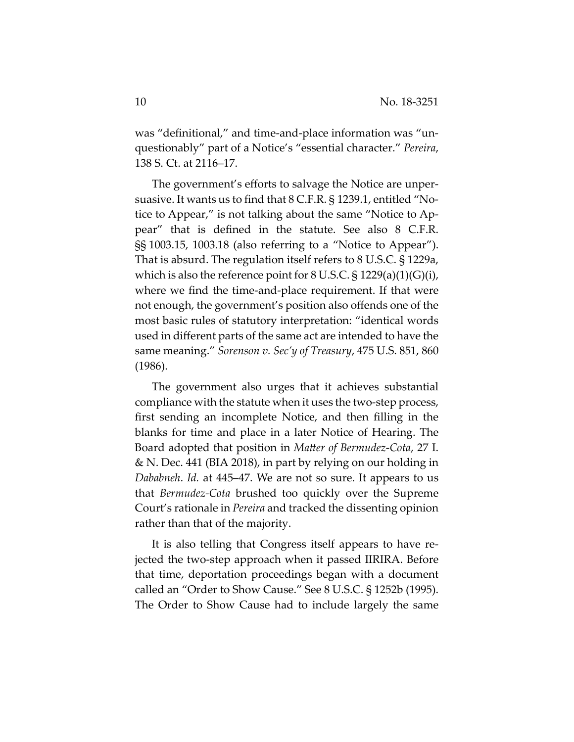was "definitional," and time-and-place information was "unquestionably" part of a Notice's "essential character." *Pereira*, 138 S. Ct. at 2116–17.

The government's efforts to salvage the Notice are unpersuasive. It wants us to find that 8 C.F.R. § 1239.1, entitled "Notice to Appear," is not talking about the same "Notice to Appear" that is defined in the statute. See also 8 C.F.R. §§ 1003.15, 1003.18 (also referring to a "Notice to Appear"). That is absurd. The regulation itself refers to 8 U.S.C. § 1229a, which is also the reference point for 8 U.S.C. § 1229(a)(1)(G)(i), where we find the time-and-place requirement. If that were not enough, the government's position also offends one of the most basic rules of statutory interpretation: "identical words used in different parts of the same act are intended to have the same meaning." *Sorenson v. Sec'y of Treasury*, 475 U.S. 851, 860 (1986).

The government also urges that it achieves substantial compliance with the statute when it uses the two-step process, first sending an incomplete Notice, and then filling in the blanks for time and place in a later Notice of Hearing. The Board adopted that position in *Matter of Bermudez-Cota*, 27 I. & N. Dec. 441 (BIA 2018), in part by relying on our holding in *Dababneh*. *Id.* at 445–47. We are not so sure. It appears to us that *Bermudez-Cota* brushed too quickly over the Supreme Court's rationale in *Pereira* and tracked the dissenting opinion rather than that of the majority.

It is also telling that Congress itself appears to have rejected the two-step approach when it passed IIRIRA. Before that time, deportation proceedings began with a document called an "Order to Show Cause." See 8 U.S.C. § 1252b (1995). The Order to Show Cause had to include largely the same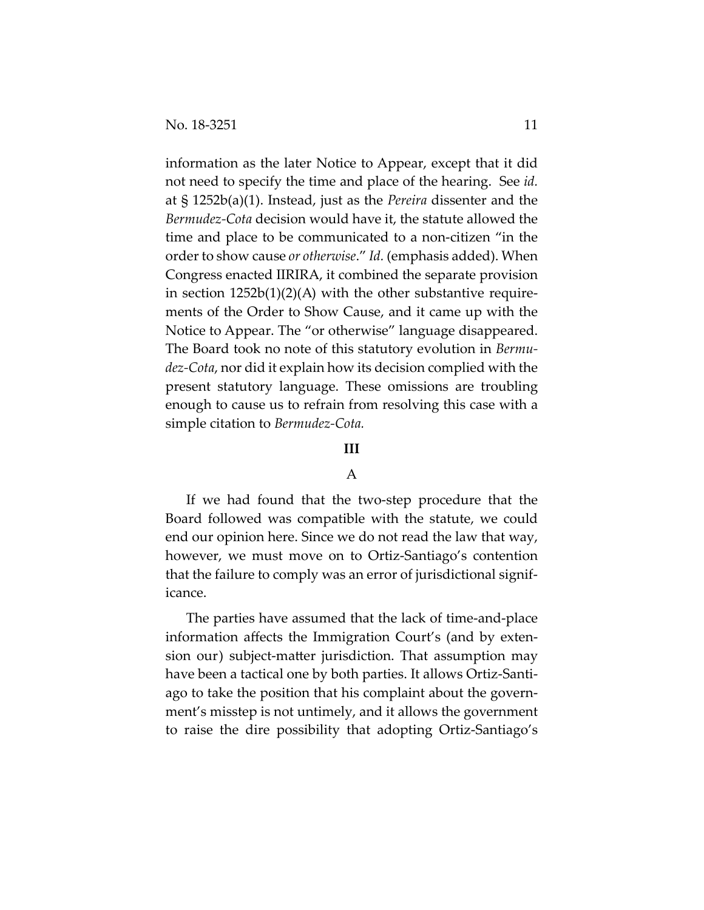information as the later Notice to Appear, except that it did not need to specify the time and place of the hearing. See *id.* at § 1252b(a)(1). Instead, just as the *Pereira* dissenter and the *Bermudez-Cota* decision would have it, the statute allowed the time and place to be communicated to a non-citizen "in the order to show cause *or otherwise*." *Id.* (emphasis added). When Congress enacted IIRIRA, it combined the separate provision in section 1252b(1)(2)(A) with the other substantive requirements of the Order to Show Cause, and it came up with the Notice to Appear. The "or otherwise" language disappeared. The Board took no note of this statutory evolution in *Bermudez-Cota*, nor did it explain how its decision complied with the present statutory language. These omissions are troubling enough to cause us to refrain from resolving this case with a simple citation to *Bermudez-Cota.*

## III

### A

If we had found that the two-step procedure that the Board followed was compatible with the statute, we could end our opinion here. Since we do not read the law that way, however, we must move on to Ortiz-Santiago's contention that the failure to comply was an error of jurisdictional significance.

The parties have assumed that the lack of time-and-place information affects the Immigration Court's (and by extension our) subject-matter jurisdiction. That assumption may have been a tactical one by both parties. It allows Ortiz-Santiago to take the position that his complaint about the government's misstep is not untimely, and it allows the government to raise the dire possibility that adopting Ortiz-Santiago's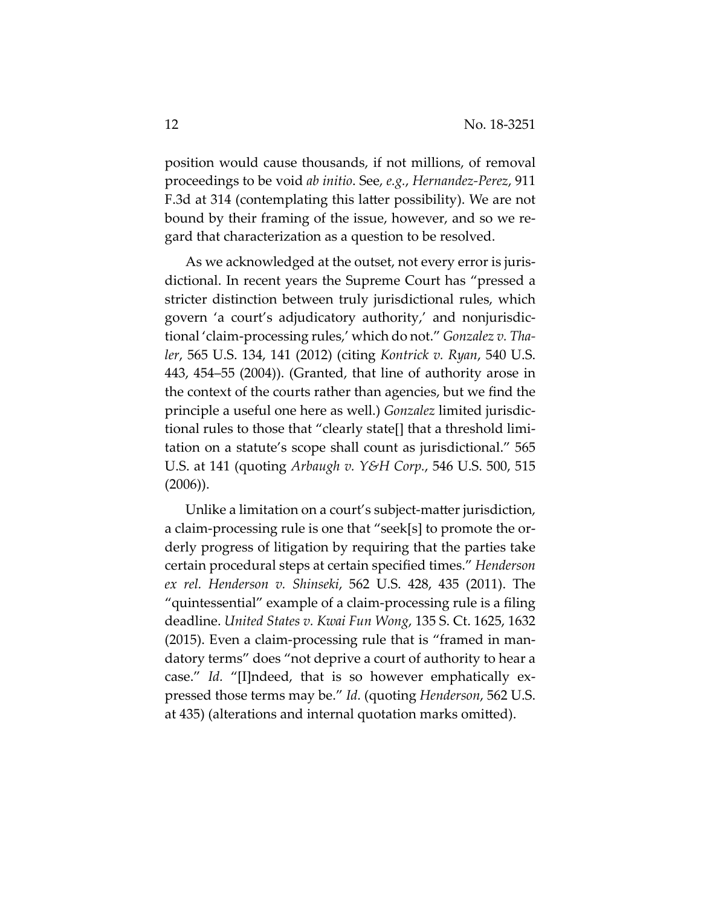position would cause thousands, if not millions, of removal proceedings to be void *ab initio*. See, *e.g.*, *Hernandez-Perez*, 911 F.3d at 314 (contemplating this latter possibility). We are not bound by their framing of the issue, however, and so we regard that characterization as a question to be resolved.

As we acknowledged at the outset, not every error is jurisdictional. In recent years the Supreme Court has "pressed a stricter distinction between truly jurisdictional rules, which govern 'a court's adjudicatory authority,' and nonjurisdictional 'claim-processing rules,' which do not." *Gonzalez v. Thaler*, 565 U.S. 134, 141 (2012) (citing *Kontrick v. Ryan*, 540 U.S. 443, 454–55 (2004)). (Granted, that line of authority arose in the context of the courts rather than agencies, but we find the principle a useful one here as well.) *Gonzalez* limited jurisdictional rules to those that "clearly state[] that a threshold limitation on a statute's scope shall count as jurisdictional." 565 U.S. at 141 (quoting *Arbaugh v. Y&H Corp.*, 546 U.S. 500, 515 (2006)).

Unlike a limitation on a court's subject-matter jurisdiction, a claim-processing rule is one that "seek[s] to promote the orderly progress of litigation by requiring that the parties take certain procedural steps at certain specified times." *Henderson ex rel. Henderson v. Shinseki*, 562 U.S. 428, 435 (2011). The "quintessential" example of a claim-processing rule is a filing deadline. *United States v. Kwai Fun Wong*, 135 S. Ct. 1625, 1632 (2015). Even a claim-processing rule that is "framed in mandatory terms" does "not deprive a court of authority to hear a case." *Id.* "[I]ndeed, that is so however emphatically expressed those terms may be." *Id.* (quoting *Henderson*, 562 U.S. at 435) (alterations and internal quotation marks omitted).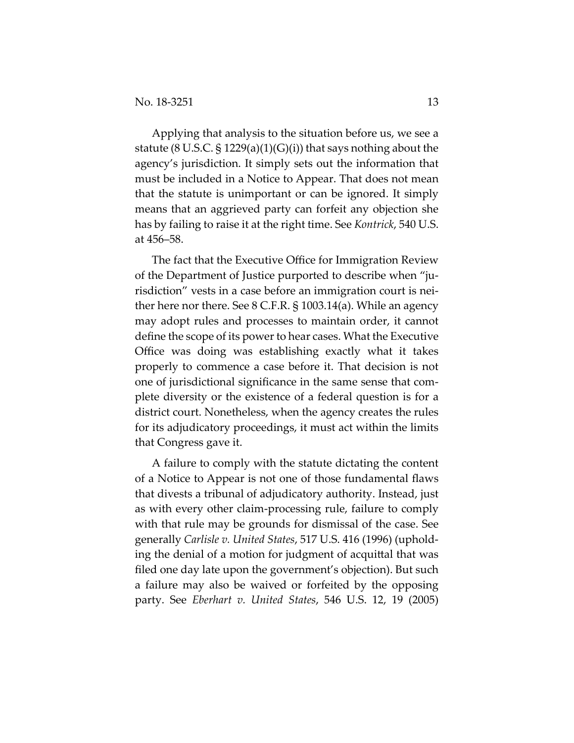Applying that analysis to the situation before us, we see a statute (8 U.S.C. § 1229(a)(1)(G)(i)) that says nothing about the agency's jurisdiction. It simply sets out the information that must be included in a Notice to Appear. That does not mean that the statute is unimportant or can be ignored. It simply means that an aggrieved party can forfeit any objection she has by failing to raise it at the right time. See *Kontrick*, 540 U.S. at 456–58.

The fact that the Executive Office for Immigration Review of the Department of Justice purported to describe when "jurisdiction" vests in a case before an immigration court is neither here nor there. See 8 C.F.R. § 1003.14(a). While an agency may adopt rules and processes to maintain order, it cannot define the scope of its power to hear cases. What the Executive Office was doing was establishing exactly what it takes properly to commence a case before it. That decision is not one of jurisdictional significance in the same sense that complete diversity or the existence of a federal question is for a district court. Nonetheless, when the agency creates the rules for its adjudicatory proceedings, it must act within the limits that Congress gave it.

A failure to comply with the statute dictating the content of a Notice to Appear is not one of those fundamental flaws that divests a tribunal of adjudicatory authority. Instead, just as with every other claim-processing rule, failure to comply with that rule may be grounds for dismissal of the case. See generally *Carlisle v. United States*, 517 U.S. 416 (1996) (upholding the denial of a motion for judgment of acquittal that was filed one day late upon the government's objection). But such a failure may also be waived or forfeited by the opposing party. See *Eberhart v. United States*, 546 U.S. 12, 19 (2005)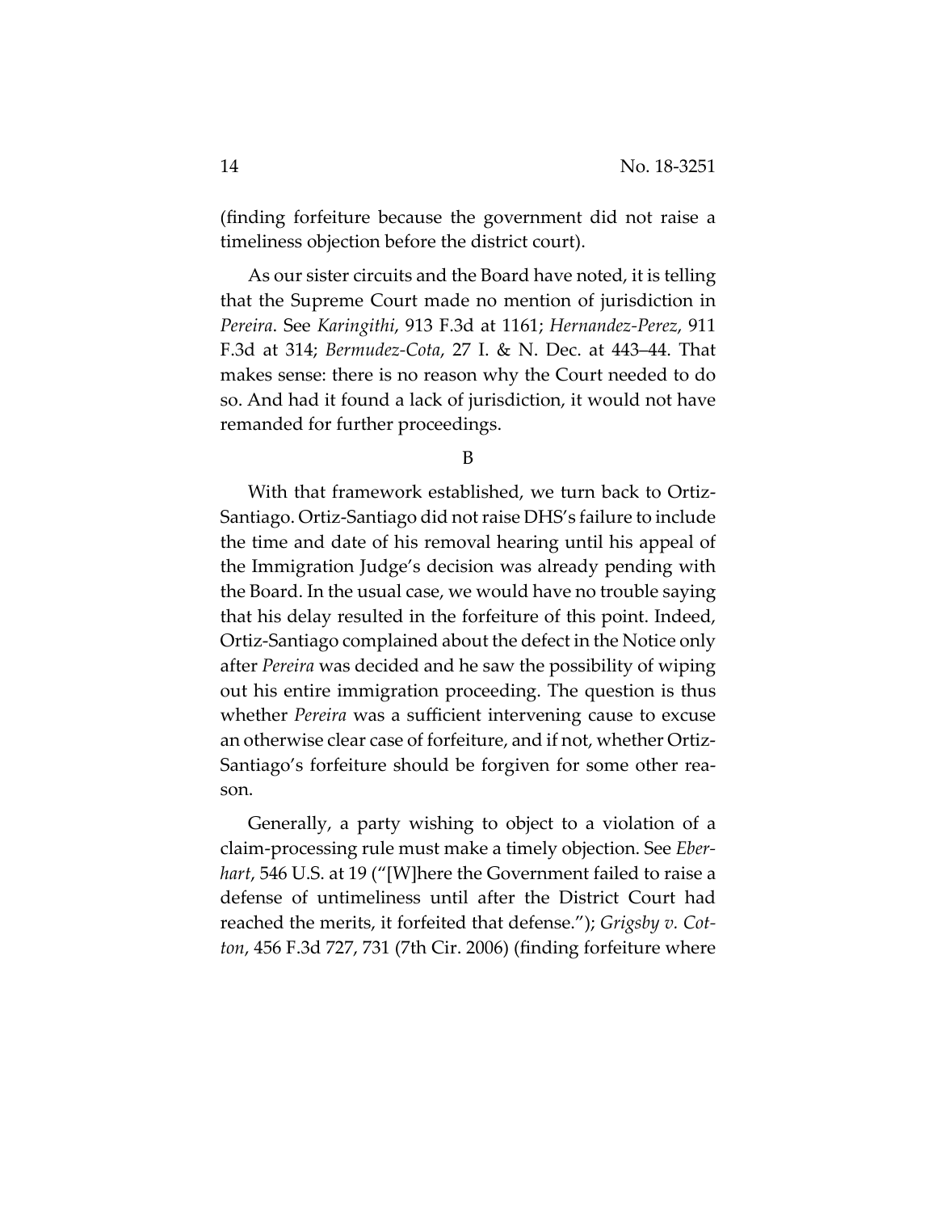(finding forfeiture because the government did not raise a timeliness objection before the district court).

As our sister circuits and the Board have noted, it is telling that the Supreme Court made no mention of jurisdiction in *Pereira*. See *Karingithi*, 913 F.3d at 1161; *Hernandez-Perez*, 911 F.3d at 314; *Bermudez-Cota*, 27 I. & N. Dec. at 443–44. That makes sense: there is no reason why the Court needed to do so. And had it found a lack of jurisdiction, it would not have remanded for further proceedings.

### B

With that framework established, we turn back to Ortiz-Santiago. Ortiz-Santiago did not raise DHS's failure to include the time and date of his removal hearing until his appeal of the Immigration Judge's decision was already pending with the Board. In the usual case, we would have no trouble saying that his delay resulted in the forfeiture of this point. Indeed, Ortiz-Santiago complained about the defect in the Notice only after *Pereira* was decided and he saw the possibility of wiping out his entire immigration proceeding. The question is thus whether *Pereira* was a sufficient intervening cause to excuse an otherwise clear case of forfeiture, and if not, whether Ortiz-Santiago's forfeiture should be forgiven for some other reason.

Generally, a party wishing to object to a violation of a claim-processing rule must make a timely objection. See *Eberhart*, 546 U.S. at 19 ("[W]here the Government failed to raise a defense of untimeliness until after the District Court had reached the merits, it forfeited that defense."); *Grigsby v. Cotton*, 456 F.3d 727, 731 (7th Cir. 2006) (finding forfeiture where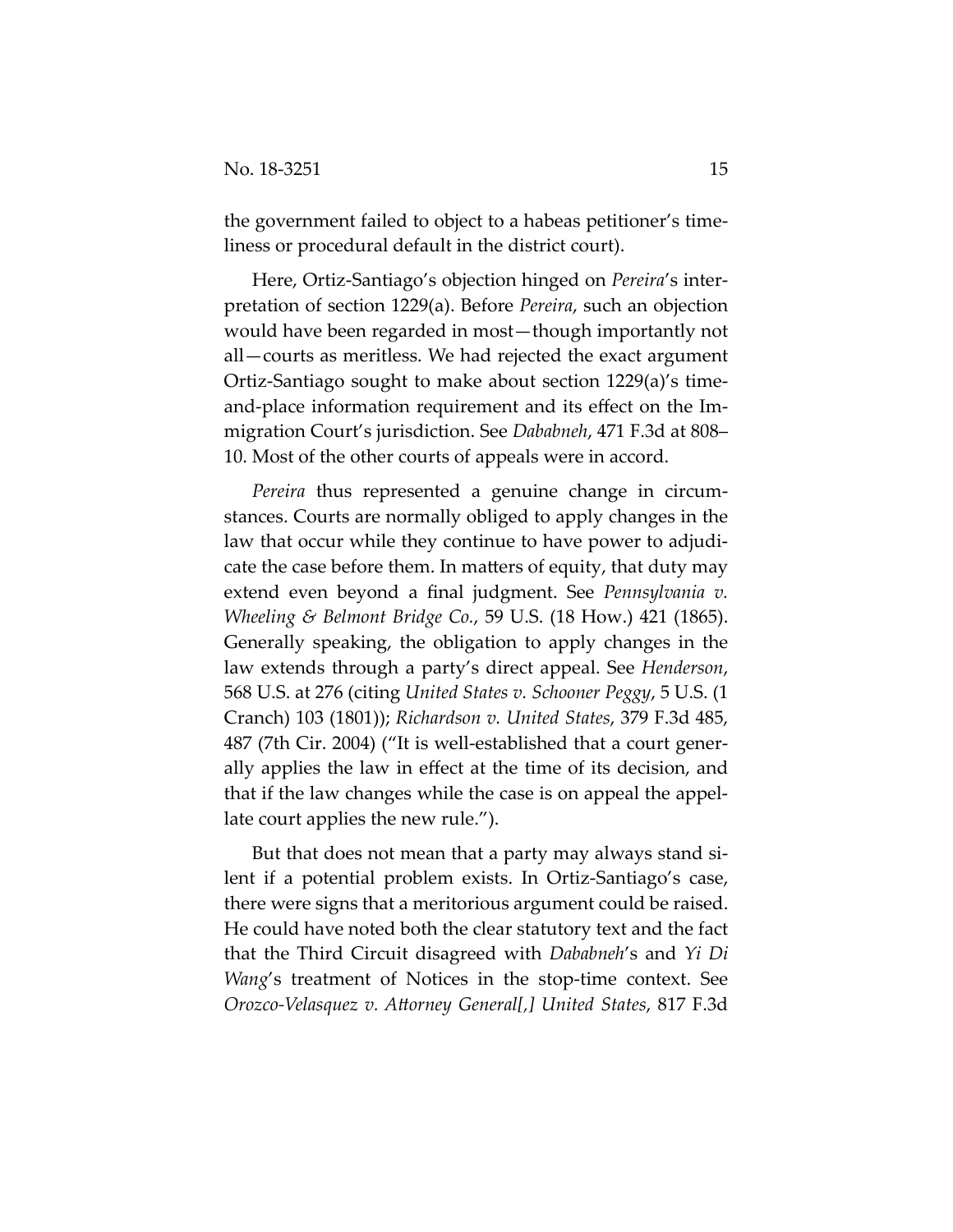the government failed to object to a habeas petitioner's timeliness or procedural default in the district court).

Here, Ortiz-Santiago's objection hinged on *Pereira*'s interpretation of section 1229(a). Before *Pereira*, such an objection would have been regarded in most—though importantly not all—courts as meritless. We had rejected the exact argument Ortiz-Santiago sought to make about section 1229(a)'s time-and-place information requirement and its effect on the Immigration Court's jurisdiction. See *Dababneh*, 471 F.3d at 808–10. Most of the other courts of appeals were in accord.

*Pereira* thus represented a genuine change in circumstances. Courts are normally obliged to apply changes in the law that occur while they continue to have power to adjudicate the case before them. In matters of equity, that duty may extend even beyond a final judgment. See *Pennsylvania v. Wheeling & Belmont Bridge Co.*, 59 U.S. (18 How.) 421 (1865). Generally speaking, the obligation to apply changes in the law extends through a party's direct appeal. See *Henderson*, 568 U.S. at 276 (citing *United States v. Schooner Peggy*, 5 U.S. (1 Cranch) 103 (1801)); *Richardson v. United States*, 379 F.3d 485, 487 (7th Cir. 2004) ("It is well-established that a court generally applies the law in effect at the time of its decision, and that if the law changes while the case is on appeal the appellate court applies the new rule.").

But that does not mean that a party may always stand silent if a potential problem exists. In Ortiz-Santiago's case, there were signs that a meritorious argument could be raised. He could have noted both the clear statutory text and the fact that the Third Circuit disagreed with *Dababneh*'s and *Yi Di Wang*'s treatment of Notices in the stop-time context. See *Orozco-Velasquez v. Attorney General[,] United States*, 817 F.3d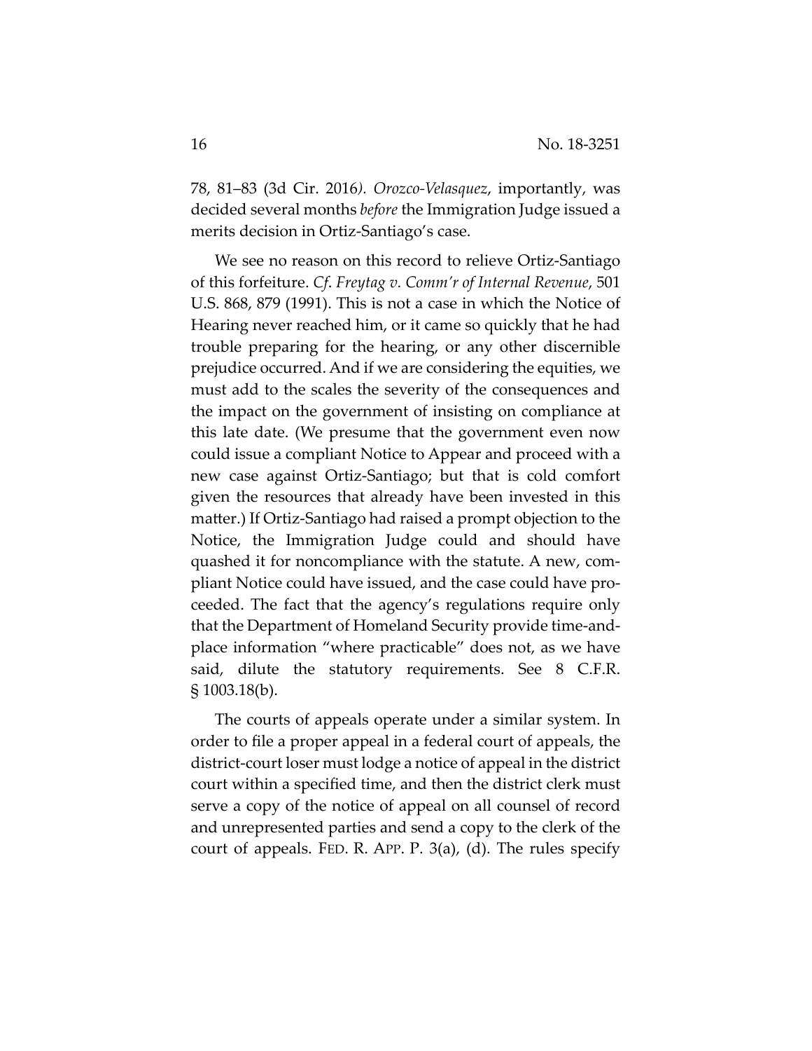78, 81–83 (3d Cir. 2016). *Orozco-Velasquez*, importantly, was decided several months *before* the Immigration Judge issued a merits decision in Ortiz-Santiago's case.

We see no reason on this record to relieve Ortiz-Santiago of this forfeiture. *Cf. Freytag v. Comm'r of Internal Revenue*, 501 U.S. 868, 879 (1991). This is not a case in which the Notice of Hearing never reached him, or it came so quickly that he had trouble preparing for the hearing, or any other discernible prejudice occurred. And if we are considering the equities, we must add to the scales the severity of the consequences and the impact on the government of insisting on compliance at this late date. (We presume that the government even now could issue a compliant Notice to Appear and proceed with a new case against Ortiz-Santiago; but that is cold comfort given the resources that already have been invested in this matter.) If Ortiz-Santiago had raised a prompt objection to the Notice, the Immigration Judge could and should have quashed it for noncompliance with the statute. A new, compliant Notice could have issued, and the case could have proceeded. The fact that the agency's regulations require only that the Department of Homeland Security provide time-and-place information "where practicable" does not, as we have said, dilute the statutory requirements. See 8 C.F.R. § 1003.18(b).

The courts of appeals operate under a similar system. In order to file a proper appeal in a federal court of appeals, the district-court loser must lodge a notice of appeal in the district court within a specified time, and then the district clerk must serve a copy of the notice of appeal on all counsel of record and unrepresented parties and send a copy to the clerk of the court of appeals. FED. R. APP. P. 3(a), (d). The rules specify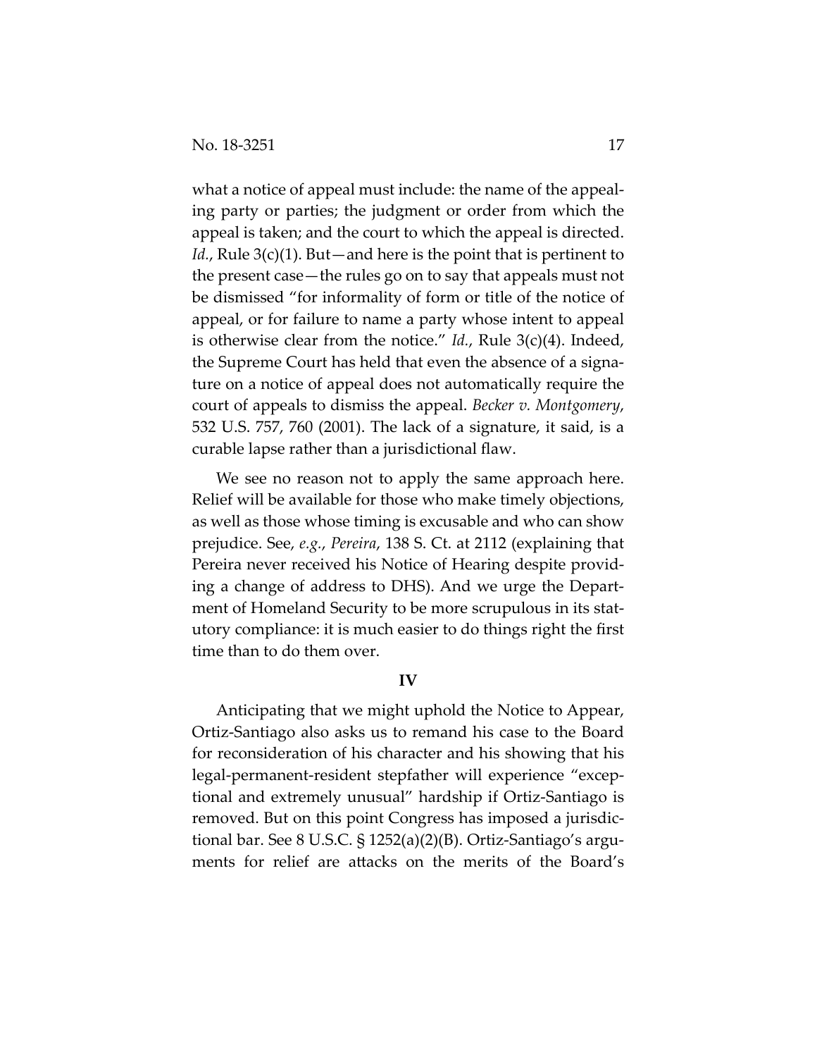what a notice of appeal must include: the name of the appealing party or parties; the judgment or order from which the appeal is taken; and the court to which the appeal is directed. *Id.*, Rule 3(c)(1). But—and here is the point that is pertinent to the present case—the rules go on to say that appeals must not be dismissed "for informality of form or title of the notice of appeal, or for failure to name a party whose intent to appeal is otherwise clear from the notice." *Id.*, Rule 3(c)(4). Indeed, the Supreme Court has held that even the absence of a signature on a notice of appeal does not automatically require the court of appeals to dismiss the appeal. *Becker v. Montgomery*, 532 U.S. 757, 760 (2001). The lack of a signature, it said, is a curable lapse rather than a jurisdictional flaw.

We see no reason not to apply the same approach here. Relief will be available for those who make timely objections, as well as those whose timing is excusable and who can show prejudice. See, *e.g.*, *Pereira*, 138 S. Ct. at 2112 (explaining that Pereira never received his Notice of Hearing despite providing a change of address to DHS). And we urge the Department of Homeland Security to be more scrupulous in its statutory compliance: it is much easier to do things right the first time than to do them over.

## IV

Anticipating that we might uphold the Notice to Appear, Ortiz-Santiago also asks us to remand his case to the Board for reconsideration of his character and his showing that his legal-permanent-resident stepfather will experience "exceptional and extremely unusual" hardship if Ortiz-Santiago is removed. But on this point Congress has imposed a jurisdictional bar. See 8 U.S.C. § 1252(a)(2)(B). Ortiz-Santiago's arguments for relief are attacks on the merits of the Board's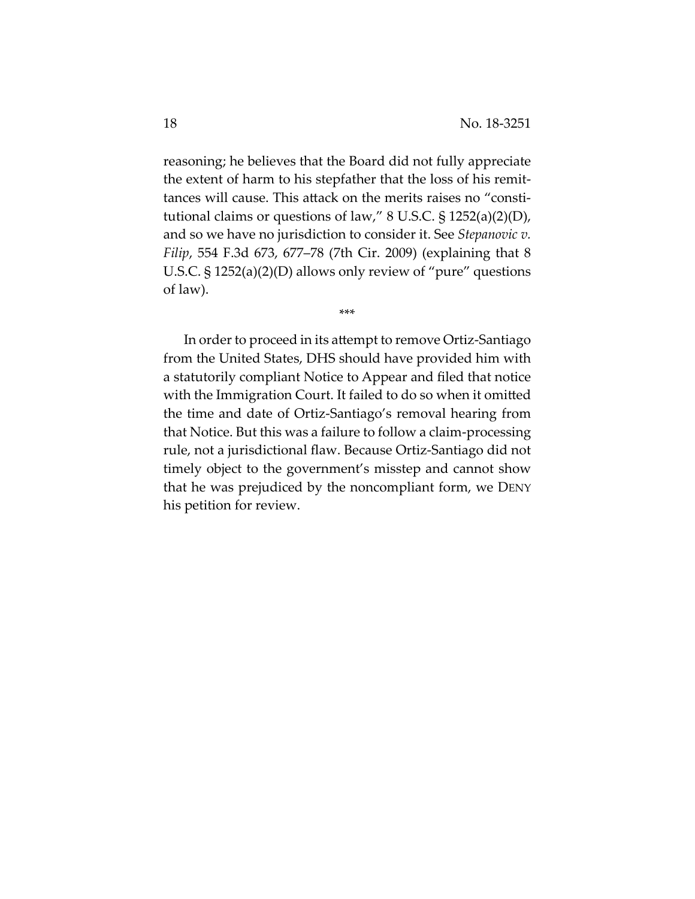reasoning; he believes that the Board did not fully appreciate the extent of harm to his stepfather that the loss of his remittances will cause. This attack on the merits raises no "constitutional claims or questions of law," 8 U.S.C. § 1252(a)(2)(D), and so we have no jurisdiction to consider it. See *Stepanovic v. Filip*, 554 F.3d 673, 677–78 (7th Cir. 2009) (explaining that 8 U.S.C. § 1252(a)(2)(D) allows only review of "pure" questions of law).

\*\*\*

In order to proceed in its attempt to remove Ortiz-Santiago from the United States, DHS should have provided him with a statutorily compliant Notice to Appear and filed that notice with the Immigration Court. It failed to do so when it omitted the time and date of Ortiz-Santiago's removal hearing from that Notice. But this was a failure to follow a claim-processing rule, not a jurisdictional flaw. Because Ortiz-Santiago did not timely object to the government's misstep and cannot show that he was prejudiced by the noncompliant form, we DENY his petition for review.